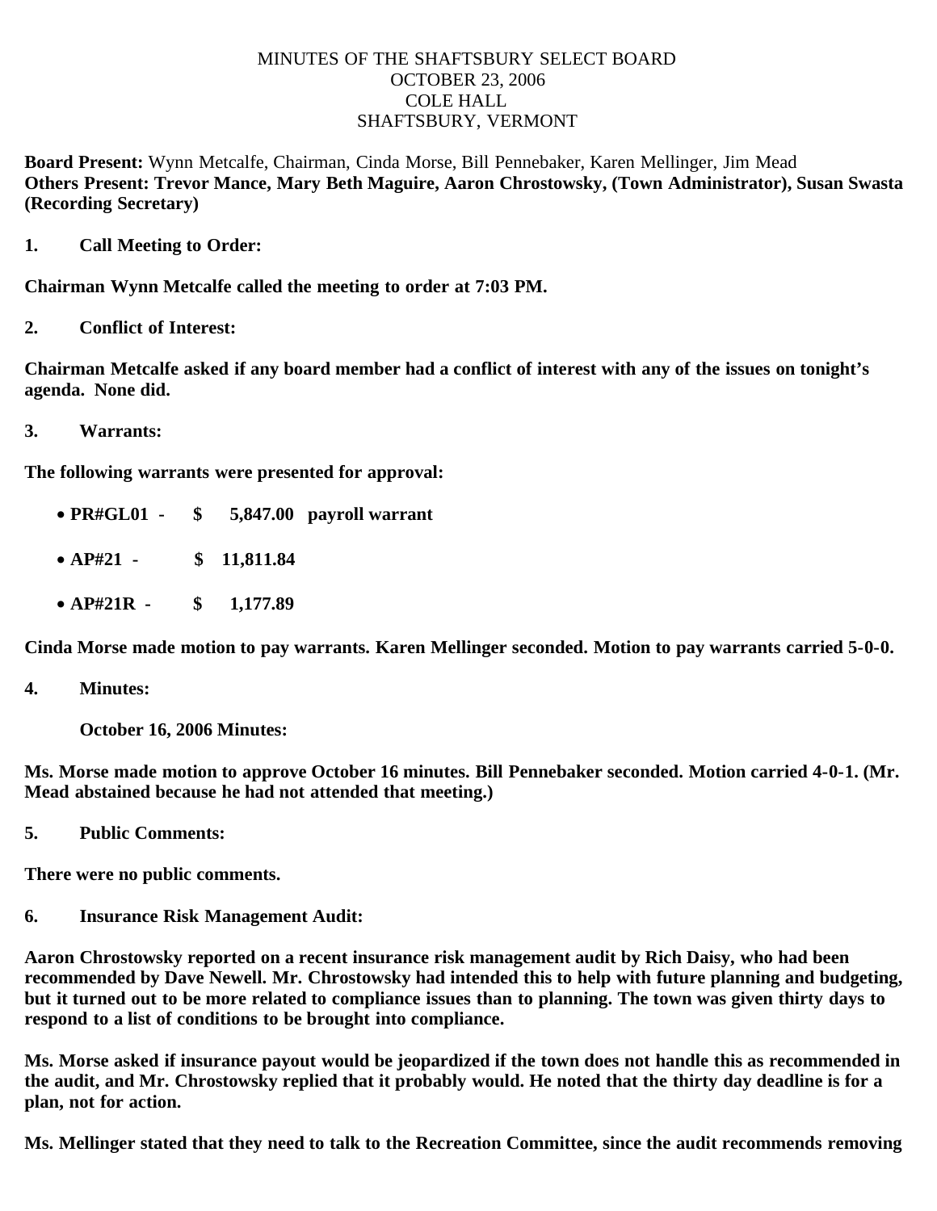MINUTES OF THE SHAFTSBURY SELECT BOARD
OCTOBER 23, 2006
COLE HALL
SHAFTSBURY, VERMONT

**Board Present:** Wynn Metcalfe, Chairman, Cinda Morse, Bill Pennebaker, Karen Mellinger, Jim Mead
**Others Present: Trevor Mance, Mary Beth Maguire, Aaron Chrostowsky, (Town Administrator), Susan Swasta (Recording Secretary)**

**1. Call Meeting to Order:**

**Chairman Wynn Metcalfe called the meeting to order at 7:03 PM.**

**2. Conflict of Interest:**

**Chairman Metcalfe asked if any board member had a conflict of interest with any of the issues on tonight's agenda. None did.**

**3. Warrants:**

**The following warrants were presented for approval:**

- **PR#GL01 - $ 5,847.00 payroll warrant**
- **AP#21 - $ 11,811.84**
- **AP#21R - $ 1,177.89**

**Cinda Morse made motion to pay warrants. Karen Mellinger seconded. Motion to pay warrants carried 5-0-0.**

**4. Minutes:**

**October 16, 2006 Minutes:**

**Ms. Morse made motion to approve October 16 minutes. Bill Pennebaker seconded. Motion carried 4-0-1. (Mr. Mead abstained because he had not attended that meeting.)**

**5. Public Comments:**

**There were no public comments.**

**6. Insurance Risk Management Audit:**

**Aaron Chrostowsky reported on a recent insurance risk management audit by Rich Daisy, who had been recommended by Dave Newell. Mr. Chrostowsky had intended this to help with future planning and budgeting, but it turned out to be more related to compliance issues than to planning. The town was given thirty days to respond to a list of conditions to be brought into compliance.**

**Ms. Morse asked if insurance payout would be jeopardized if the town does not handle this as recommended in the audit, and Mr. Chrostowsky replied that it probably would. He noted that the thirty day deadline is for a plan, not for action.**

**Ms. Mellinger stated that they need to talk to the Recreation Committee, since the audit recommends removing**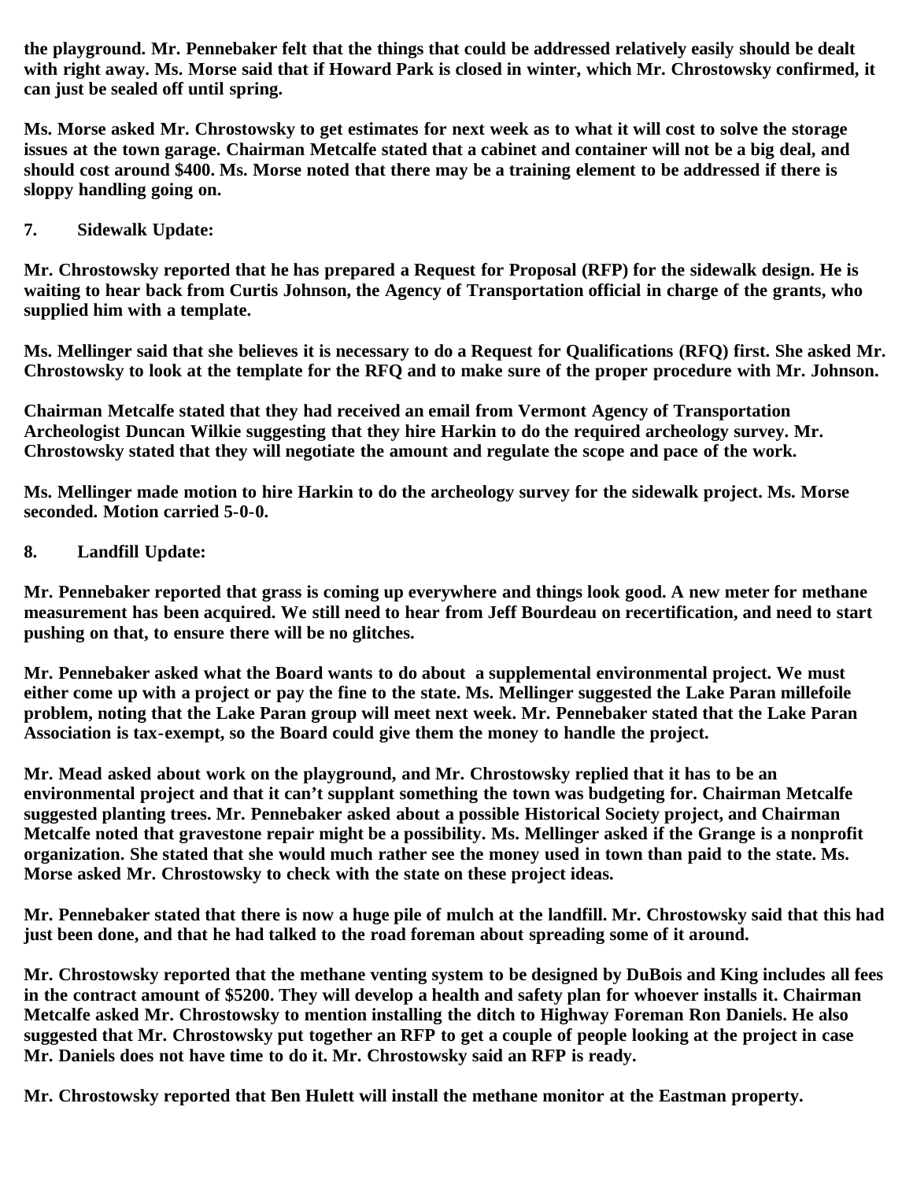**the playground. Mr. Pennebaker felt that the things that could be addressed relatively easily should be dealt with right away. Ms. Morse said that if Howard Park is closed in winter, which Mr. Chrostowsky confirmed, it can just be sealed off until spring.**

**Ms. Morse asked Mr. Chrostowsky to get estimates for next week as to what it will cost to solve the storage issues at the town garage. Chairman Metcalfe stated that a cabinet and container will not be a big deal, and should cost around $400. Ms. Morse noted that there may be a training element to be addressed if there is sloppy handling going on.**

**7. Sidewalk Update:**

**Mr. Chrostowsky reported that he has prepared a Request for Proposal (RFP) for the sidewalk design. He is waiting to hear back from Curtis Johnson, the Agency of Transportation official in charge of the grants, who supplied him with a template.**

**Ms. Mellinger said that she believes it is necessary to do a Request for Qualifications (RFQ) first. She asked Mr. Chrostowsky to look at the template for the RFQ and to make sure of the proper procedure with Mr. Johnson.**

**Chairman Metcalfe stated that they had received an email from Vermont Agency of Transportation Archeologist Duncan Wilkie suggesting that they hire Harkin to do the required archeology survey. Mr. Chrostowsky stated that they will negotiate the amount and regulate the scope and pace of the work.**

**Ms. Mellinger made motion to hire Harkin to do the archeology survey for the sidewalk project. Ms. Morse seconded. Motion carried 5-0-0.**

**8. Landfill Update:**

**Mr. Pennebaker reported that grass is coming up everywhere and things look good. A new meter for methane measurement has been acquired. We still need to hear from Jeff Bourdeau on recertification, and need to start pushing on that, to ensure there will be no glitches.**

**Mr. Pennebaker asked what the Board wants to do about a supplemental environmental project. We must either come up with a project or pay the fine to the state. Ms. Mellinger suggested the Lake Paran millefoile problem, noting that the Lake Paran group will meet next week. Mr. Pennebaker stated that the Lake Paran Association is tax-exempt, so the Board could give them the money to handle the project.**

**Mr. Mead asked about work on the playground, and Mr. Chrostowsky replied that it has to be an environmental project and that it can't supplant something the town was budgeting for. Chairman Metcalfe suggested planting trees. Mr. Pennebaker asked about a possible Historical Society project, and Chairman Metcalfe noted that gravestone repair might be a possibility. Ms. Mellinger asked if the Grange is a nonprofit organization. She stated that she would much rather see the money used in town than paid to the state. Ms. Morse asked Mr. Chrostowsky to check with the state on these project ideas.**

**Mr. Pennebaker stated that there is now a huge pile of mulch at the landfill. Mr. Chrostowsky said that this had just been done, and that he had talked to the road foreman about spreading some of it around.**

**Mr. Chrostowsky reported that the methane venting system to be designed by DuBois and King includes all fees in the contract amount of $5200. They will develop a health and safety plan for whoever installs it. Chairman Metcalfe asked Mr. Chrostowsky to mention installing the ditch to Highway Foreman Ron Daniels. He also suggested that Mr. Chrostowsky put together an RFP to get a couple of people looking at the project in case Mr. Daniels does not have time to do it. Mr. Chrostowsky said an RFP is ready.**

**Mr. Chrostowsky reported that Ben Hulett will install the methane monitor at the Eastman property.**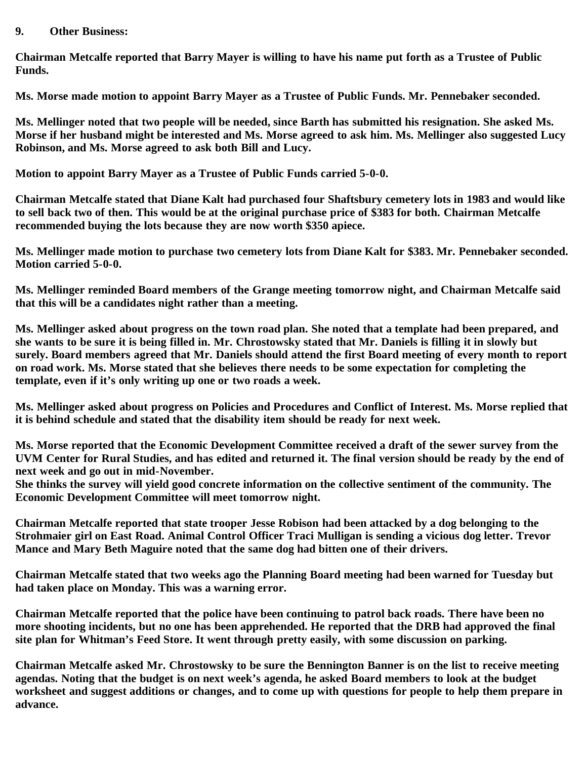**9. Other Business:**

**Chairman Metcalfe reported that Barry Mayer is willing to have his name put forth as a Trustee of Public Funds.**

**Ms. Morse made motion to appoint Barry Mayer as a Trustee of Public Funds. Mr. Pennebaker seconded.**

**Ms. Mellinger noted that two people will be needed, since Barth has submitted his resignation. She asked Ms. Morse if her husband might be interested and Ms. Morse agreed to ask him. Ms. Mellinger also suggested Lucy Robinson, and Ms. Morse agreed to ask both Bill and Lucy.**

**Motion to appoint Barry Mayer as a Trustee of Public Funds carried 5-0-0.**

**Chairman Metcalfe stated that Diane Kalt had purchased four Shaftsbury cemetery lots in 1983 and would like to sell back two of then. This would be at the original purchase price of $383 for both. Chairman Metcalfe recommended buying the lots because they are now worth $350 apiece.**

**Ms. Mellinger made motion to purchase two cemetery lots from Diane Kalt for $383. Mr. Pennebaker seconded. Motion carried 5-0-0.**

**Ms. Mellinger reminded Board members of the Grange meeting tomorrow night, and Chairman Metcalfe said that this will be a candidates night rather than a meeting.**

**Ms. Mellinger asked about progress on the town road plan. She noted that a template had been prepared, and she wants to be sure it is being filled in. Mr. Chrostowsky stated that Mr. Daniels is filling it in slowly but surely. Board members agreed that Mr. Daniels should attend the first Board meeting of every month to report on road work. Ms. Morse stated that she believes there needs to be some expectation for completing the template, even if it's only writing up one or two roads a week.**

**Ms. Mellinger asked about progress on Policies and Procedures and Conflict of Interest. Ms. Morse replied that it is behind schedule and stated that the disability item should be ready for next week.**

**Ms. Morse reported that the Economic Development Committee received a draft of the sewer survey from the UVM Center for Rural Studies, and has edited and returned it. The final version should be ready by the end of next week and go out in mid-November.**
**She thinks the survey will yield good concrete information on the collective sentiment of the community. The Economic Development Committee will meet tomorrow night.**

**Chairman Metcalfe reported that state trooper Jesse Robison had been attacked by a dog belonging to the Strohmaier girl on East Road. Animal Control Officer Traci Mulligan is sending a vicious dog letter. Trevor Mance and Mary Beth Maguire noted that the same dog had bitten one of their drivers.**

**Chairman Metcalfe stated that two weeks ago the Planning Board meeting had been warned for Tuesday but had taken place on Monday. This was a warning error.**

**Chairman Metcalfe reported that the police have been continuing to patrol back roads. There have been no more shooting incidents, but no one has been apprehended. He reported that the DRB had approved the final site plan for Whitman's Feed Store. It went through pretty easily, with some discussion on parking.**

**Chairman Metcalfe asked Mr. Chrostowsky to be sure the Bennington Banner is on the list to receive meeting agendas. Noting that the budget is on next week's agenda, he asked Board members to look at the budget worksheet and suggest additions or changes, and to come up with questions for people to help them prepare in advance.**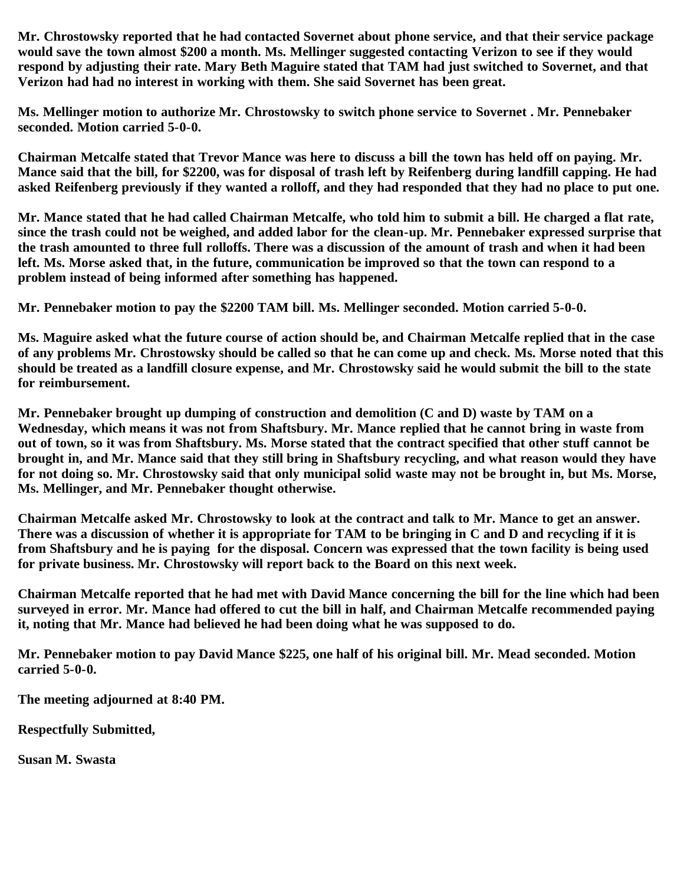**Mr. Chrostowsky reported that he had contacted Sovernet about phone service, and that their service package would save the town almost $200 a month. Ms. Mellinger suggested contacting Verizon to see if they would respond by adjusting their rate. Mary Beth Maguire stated that TAM had just switched to Sovernet, and that Verizon had had no interest in working with them. She said Sovernet has been great.**

**Ms. Mellinger motion to authorize Mr. Chrostowsky to switch phone service to Sovernet . Mr. Pennebaker seconded. Motion carried 5-0-0.**

**Chairman Metcalfe stated that Trevor Mance was here to discuss a bill the town has held off on paying. Mr. Mance said that the bill, for $2200, was for disposal of trash left by Reifenberg during landfill capping. He had asked Reifenberg previously if they wanted a rolloff, and they had responded that they had no place to put one.**

**Mr. Mance stated that he had called Chairman Metcalfe, who told him to submit a bill. He charged a flat rate, since the trash could not be weighed, and added labor for the clean-up. Mr. Pennebaker expressed surprise that the trash amounted to three full rolloffs. There was a discussion of the amount of trash and when it had been left. Ms. Morse asked that, in the future, communication be improved so that the town can respond to a problem instead of being informed after something has happened.**

**Mr. Pennebaker motion to pay the $2200 TAM bill. Ms. Mellinger seconded. Motion carried 5-0-0.**

**Ms. Maguire asked what the future course of action should be, and Chairman Metcalfe replied that in the case of any problems Mr. Chrostowsky should be called so that he can come up and check. Ms. Morse noted that this should be treated as a landfill closure expense, and Mr. Chrostowsky said he would submit the bill to the state for reimbursement.**

**Mr. Pennebaker brought up dumping of construction and demolition (C and D) waste by TAM on a Wednesday, which means it was not from Shaftsbury. Mr. Mance replied that he cannot bring in waste from out of town, so it was from Shaftsbury. Ms. Morse stated that the contract specified that other stuff cannot be brought in, and Mr. Mance said that they still bring in Shaftsbury recycling, and what reason would they have for not doing so. Mr. Chrostowsky said that only municipal solid waste may not be brought in, but Ms. Morse, Ms. Mellinger, and Mr. Pennebaker thought otherwise.**

**Chairman Metcalfe asked Mr. Chrostowsky to look at the contract and talk to Mr. Mance to get an answer. There was a discussion of whether it is appropriate for TAM to be bringing in C and D and recycling if it is from Shaftsbury and he is paying for the disposal. Concern was expressed that the town facility is being used for private business. Mr. Chrostowsky will report back to the Board on this next week.**

**Chairman Metcalfe reported that he had met with David Mance concerning the bill for the line which had been surveyed in error. Mr. Mance had offered to cut the bill in half, and Chairman Metcalfe recommended paying it, noting that Mr. Mance had believed he had been doing what he was supposed to do.**

**Mr. Pennebaker motion to pay David Mance $225, one half of his original bill. Mr. Mead seconded. Motion carried 5-0-0.**

**The meeting adjourned at 8:40 PM.**

**Respectfully Submitted,**

**Susan M. Swasta**